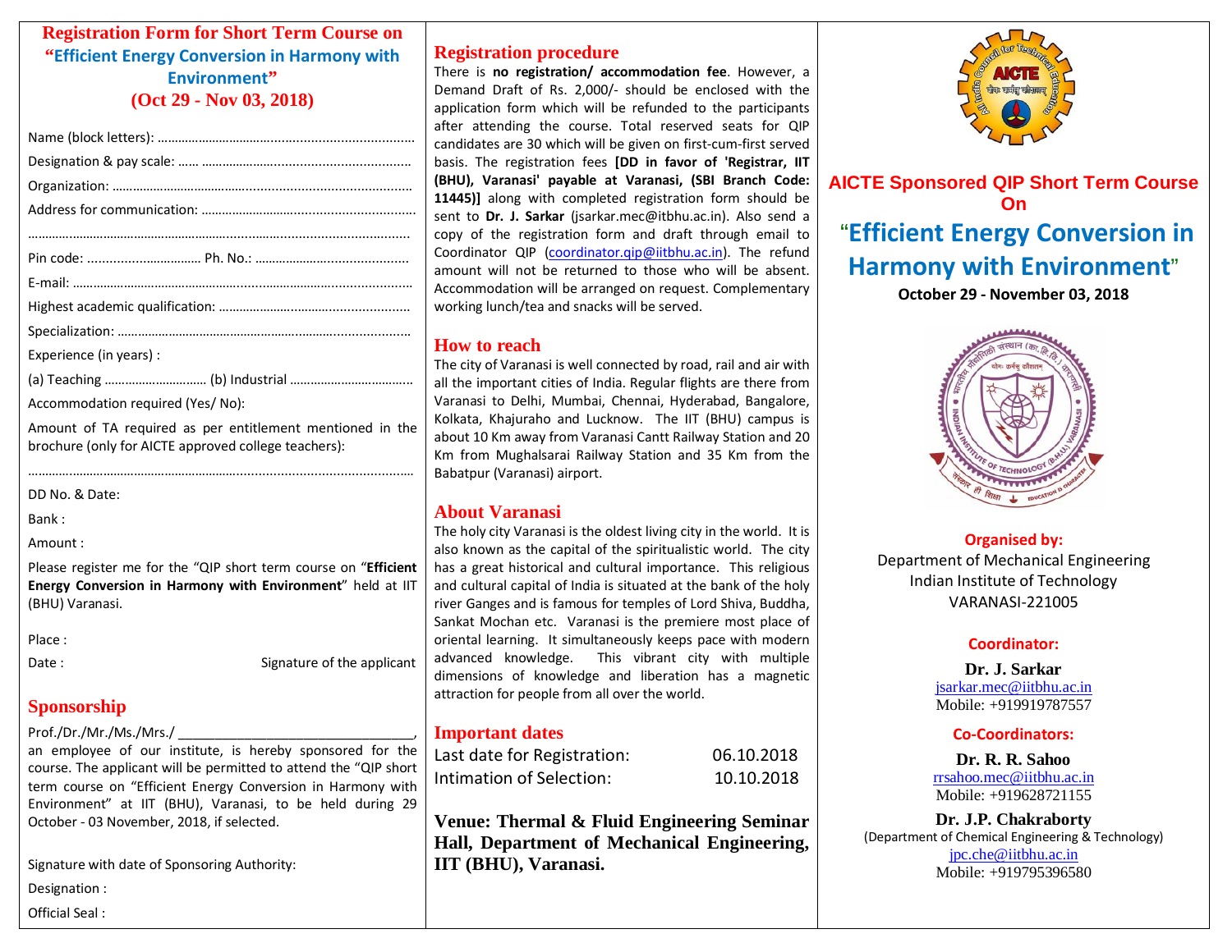# Registration Form for Short Term Course on "Efficient Energy Conversion in Harmony with Environment" (Oct 29 - Nov 03, 2018)

Name (block letters): ……………………………………………………………

Designation & pay scale: …… …………………………………………………

Organization: …………………………………………………………………

Address for communication: …………………………………………………

……………………………………………………………………………………

Pin code: ……………………… Ph. No.: ………………………………

E-mail: ………………………………………………………………………

Highest academic qualification: ……………………………………………

Specialization: ………………………………………………………………

Experience (in years) :

(a) Teaching ………………………… (b) Industrial ………………………………

Accommodation required (Yes/ No):

Amount of TA required as per entitlement mentioned in the brochure (only for AICTE approved college teachers):

……………………………………………………………………………………

DD No. & Date:

Bank :

Amount :

Please register me for the "QIP short term course on "**Efficient Energy Conversion in Harmony with Environment**" held at IIT (BHU) Varanasi.

Place :

Date : Signature of the applicant

## Sponsorship

Prof./Dr./Mr./Ms./Mrs./ ________________________________, an employee of our institute, is hereby sponsored for the course. The applicant will be permitted to attend the "QIP short term course on "Efficient Energy Conversion in Harmony with Environment" at IIT (BHU), Varanasi, to be held during 29 October - 03 November, 2018, if selected.

Signature with date of Sponsoring Authority:

Designation :

Official Seal :

## Registration procedure

There is **no registration/ accommodation fee**. However, a Demand Draft of Rs. 2,000/- should be enclosed with the application form which will be refunded to the participants after attending the course. Total reserved seats for QIP candidates are 30 which will be given on first-cum-first served basis. The registration fees **[DD in favor of 'Registrar, IIT (BHU), Varanasi' payable at Varanasi, (SBI Branch Code: 11445)]** along with completed registration form should be sent to **Dr. J. Sarkar** (jsarkar.mec@itbhu.ac.in). Also send a copy of the registration form and draft through email to Coordinator QIP (coordinator.qip@iitbhu.ac.in). The refund amount will not be returned to those who will be absent. Accommodation will be arranged on request. Complementary working lunch/tea and snacks will be served.

## How to reach

The city of Varanasi is well connected by road, rail and air with all the important cities of India. Regular flights are there from Varanasi to Delhi, Mumbai, Chennai, Hyderabad, Bangalore, Kolkata, Khajuraho and Lucknow. The IIT (BHU) campus is about 10 Km away from Varanasi Cantt Railway Station and 20 Km from Mughalsarai Railway Station and 35 Km from the Babatpur (Varanasi) airport.

## About Varanasi

The holy city Varanasi is the oldest living city in the world. It is also known as the capital of the spiritualistic world. The city has a great historical and cultural importance. This religious and cultural capital of India is situated at the bank of the holy river Ganges and is famous for temples of Lord Shiva, Buddha, Sankat Mochan etc. Varanasi is the premiere most place of oriental learning. It simultaneously keeps pace with modern advanced knowledge. This vibrant city with multiple dimensions of knowledge and liberation has a magnetic attraction for people from all over the world.

## Important dates

| | |
|---|---|
| Last date for Registration: | 06.10.2018 |
| Intimation of Selection: | 10.10.2018 |

**Venue: Thermal & Fluid Engineering Seminar Hall, Department of Mechanical Engineering, IIT (BHU), Varanasi.**

## AICTE Sponsored QIP Short Term Course On

# "Efficient Energy Conversion in Harmony with Environment"

**October 29 - November 03, 2018**

**Organised by:**

Department of Mechanical Engineering
Indian Institute of Technology
VARANASI-221005

**Coordinator:**

**Dr. J. Sarkar**
jsarkar.mec@iitbhu.ac.in
Mobile: +919919787557

**Co-Coordinators:**

**Dr. R. R. Sahoo**
rrsahoo.mec@iitbhu.ac.in
Mobile: +919628721155

**Dr. J.P. Chakraborty**
(Department of Chemical Engineering & Technology)
jpc.che@iitbhu.ac.in
Mobile: +919795396580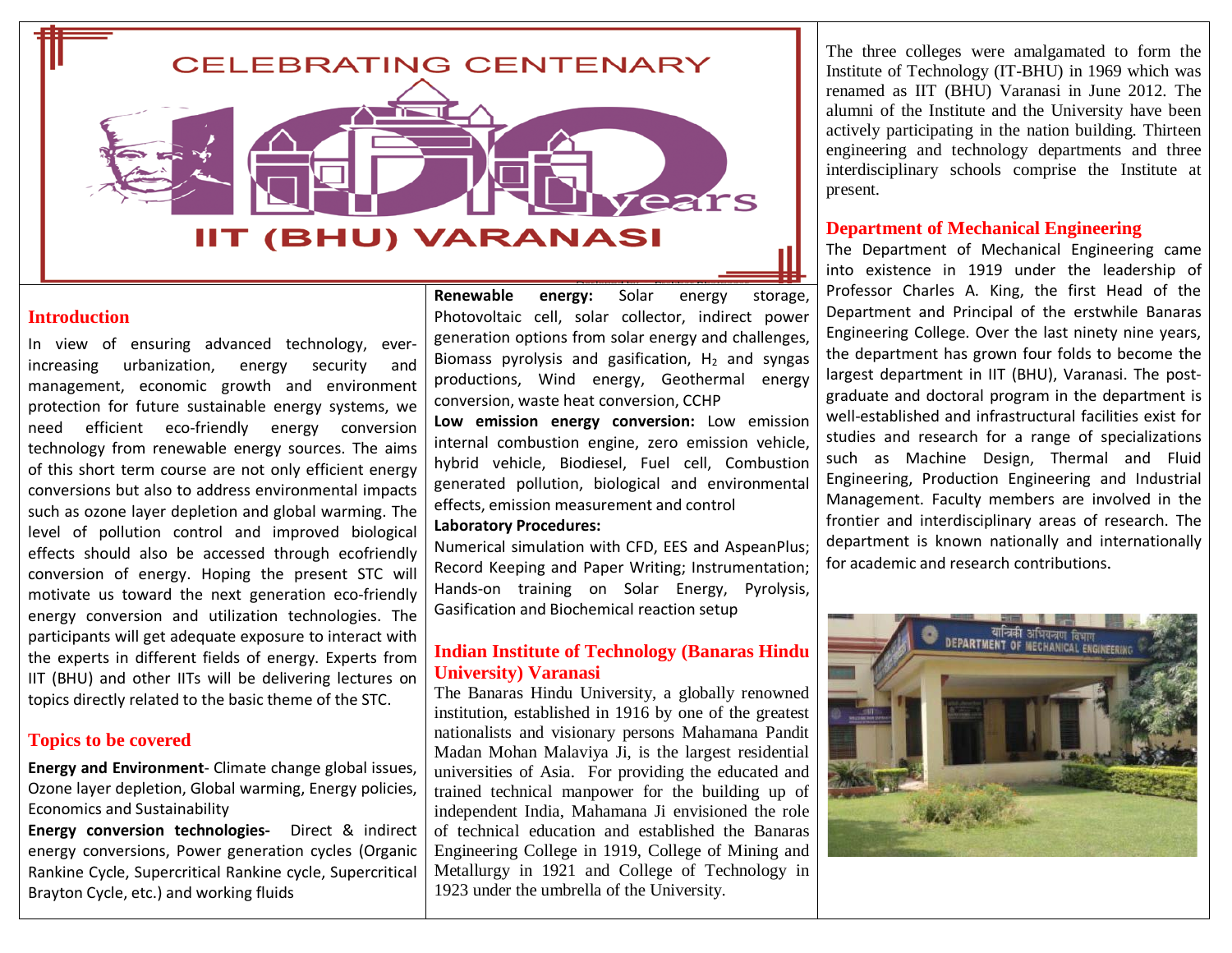CELEBRATING CENTENARY

100 years

IIT (BHU) VARANASI

## Introduction

In view of ensuring advanced technology, ever-increasing urbanization, energy security and management, economic growth and environment protection for future sustainable energy systems, we need efficient eco-friendly energy conversion technology from renewable energy sources. The aims of this short term course are not only efficient energy conversions but also to address environmental impacts such as ozone layer depletion and global warming. The level of pollution control and improved biological effects should also be accessed through ecofriendly conversion of energy. Hoping the present STC will motivate us toward the next generation eco-friendly energy conversion and utilization technologies. The participants will get adequate exposure to interact with the experts in different fields of energy. Experts from IIT (BHU) and other IITs will be delivering lectures on topics directly related to the basic theme of the STC.

## Topics to be covered

**Energy and Environment**- Climate change global issues, Ozone layer depletion, Global warming, Energy policies, Economics and Sustainability

**Energy conversion technologies-** Direct & indirect energy conversions, Power generation cycles (Organic Rankine Cycle, Supercritical Rankine cycle, Supercritical Brayton Cycle, etc.) and working fluids

**Renewable energy:** Solar energy storage, Photovoltaic cell, solar collector, indirect power generation options from solar energy and challenges, Biomass pyrolysis and gasification, $H_2$ and syngas productions, Wind energy, Geothermal energy conversion, waste heat conversion, CCHP

**Low emission energy conversion:** Low emission internal combustion engine, zero emission vehicle, hybrid vehicle, Biodiesel, Fuel cell, Combustion generated pollution, biological and environmental effects, emission measurement and control

**Laboratory Procedures:**

Numerical simulation with CFD, EES and AspeanPlus; Record Keeping and Paper Writing; Instrumentation; Hands-on training on Solar Energy, Pyrolysis, Gasification and Biochemical reaction setup

## Indian Institute of Technology (Banaras Hindu University) Varanasi

The Banaras Hindu University, a globally renowned institution, established in 1916 by one of the greatest nationalists and visionary persons Mahamana Pandit Madan Mohan Malaviya Ji, is the largest residential universities of Asia. For providing the educated and trained technical manpower for the building up of independent India, Mahamana Ji envisioned the role of technical education and established the Banaras Engineering College in 1919, College of Mining and Metallurgy in 1921 and College of Technology in 1923 under the umbrella of the University.

The three colleges were amalgamated to form the Institute of Technology (IT-BHU) in 1969 which was renamed as IIT (BHU) Varanasi in June 2012. The alumni of the Institute and the University have been actively participating in the nation building. Thirteen engineering and technology departments and three interdisciplinary schools comprise the Institute at present.

## Department of Mechanical Engineering

The Department of Mechanical Engineering came into existence in 1919 under the leadership of Professor Charles A. King, the first Head of the Department and Principal of the erstwhile Banaras Engineering College. Over the last ninety nine years, the department has grown four folds to become the largest department in IIT (BHU), Varanasi. The post-graduate and doctoral program in the department is well-established and infrastructural facilities exist for studies and research for a range of specializations such as Machine Design, Thermal and Fluid Engineering, Production Engineering and Industrial Management. Faculty members are involved in the frontier and interdisciplinary areas of research. The department is known nationally and internationally for academic and research contributions.